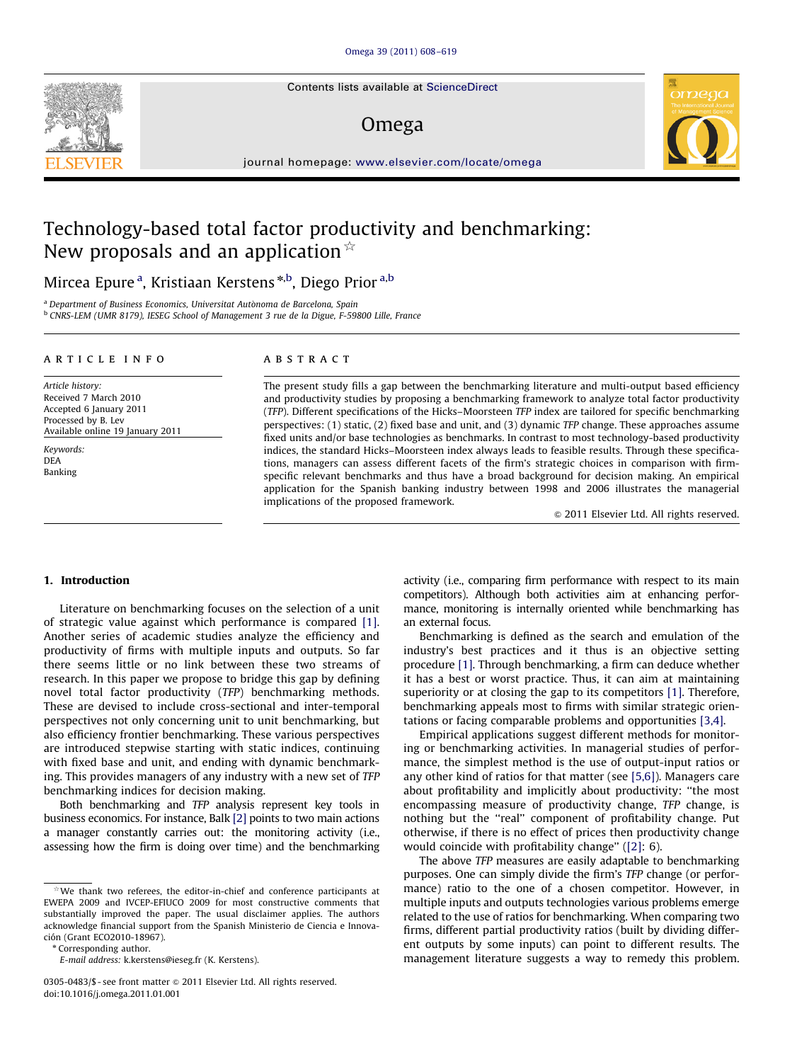# Technology-based total factor productivity and benchmarking: New proposals and an application ☆

Mircea Epure [a], Kristiaan Kerstens *[,b], Diego Prior [a,b]

[a] Department of Business Economics, Universitat Autònoma de Barcelona, Spain
[b] CNRS-LEM (UMR 8179), IESEG School of Management 3 rue de la Digue, F-59800 Lille, France

## ARTICLE INFO

*Article history:*
Received 7 March 2010
Accepted 6 January 2011
Processed by B. Lev
Available online 19 January 2011

*Keywords:*
DEA
Banking

## ABSTRACT

The present study fills a gap between the benchmarking literature and multi-output based efficiency and productivity studies by proposing a benchmarking framework to analyze total factor productivity (*TFP*). Different specifications of the Hicks–Moorsteen *TFP* index are tailored for specific benchmarking perspectives: (1) static, (2) fixed base and unit, and (3) dynamic *TFP* change. These approaches assume fixed units and/or base technologies as benchmarks. In contrast to most technology-based productivity indices, the standard Hicks–Moorsteen index always leads to feasible results. Through these specifications, managers can assess different facets of the firm's strategic choices in comparison with firm-specific relevant benchmarks and thus have a broad background for decision making. An empirical application for the Spanish banking industry between 1998 and 2006 illustrates the managerial implications of the proposed framework.

© 2011 Elsevier Ltd. All rights reserved.

## 1. Introduction

Literature on benchmarking focuses on the selection of a unit of strategic value against which performance is compared [1]. Another series of academic studies analyze the efficiency and productivity of firms with multiple inputs and outputs. So far there seems little or no link between these two streams of research. In this paper we propose to bridge this gap by defining novel total factor productivity (*TFP*) benchmarking methods. These are devised to include cross-sectional and inter-temporal perspectives not only concerning unit to unit benchmarking, but also efficiency frontier benchmarking. These various perspectives are introduced stepwise starting with static indices, continuing with fixed base and unit, and ending with dynamic benchmarking. This provides managers of any industry with a new set of *TFP* benchmarking indices for decision making.

Both benchmarking and *TFP* analysis represent key tools in business economics. For instance, Balk [2] points to two main actions a manager constantly carries out: the monitoring activity (i.e., assessing how the firm is doing over time) and the benchmarking activity (i.e., comparing firm performance with respect to its main competitors). Although both activities aim at enhancing performance, monitoring is internally oriented while benchmarking has an external focus.

Benchmarking is defined as the search and emulation of the industry's best practices and it thus is an objective setting procedure [1]. Through benchmarking, a firm can deduce whether it has a best or worst practice. Thus, it can aim at maintaining superiority or at closing the gap to its competitors [1]. Therefore, benchmarking appeals most to firms with similar strategic orientations or facing comparable problems and opportunities [3,4].

Empirical applications suggest different methods for monitoring or benchmarking activities. In managerial studies of performance, the simplest method is the use of output-input ratios or any other kind of ratios for that matter (see [5,6]). Managers care about profitability and implicitly about productivity: "the most encompassing measure of productivity change, *TFP* change, is nothing but the "real" component of profitability change. Put otherwise, if there is no effect of prices then productivity change would coincide with profitability change" ([2]: 6).

The above *TFP* measures are easily adaptable to benchmarking purposes. One can simply divide the firm's *TFP* change (or performance) ratio to the one of a chosen competitor. However, in multiple inputs and outputs technologies various problems emerge related to the use of ratios for benchmarking. When comparing two firms, different partial productivity ratios (built by dividing different outputs by some inputs) can point to different results. The management literature suggests a way to remedy this problem.

☆ We thank two referees, the editor-in-chief and conference participants at EWEPA 2009 and IVCEP-EFIUCO 2009 for most constructive comments that substantially improved the paper. The usual disclaimer applies. The authors acknowledge financial support from the Spanish Ministerio de Ciencia e Innovación (Grant ECO2010-18967).

\* Corresponding author.
E-mail address: k.kerstens@ieseg.fr (K. Kerstens).

0305-0483/$ - see front matter © 2011 Elsevier Ltd. All rights reserved.
doi:10.1016/j.omega.2011.01.001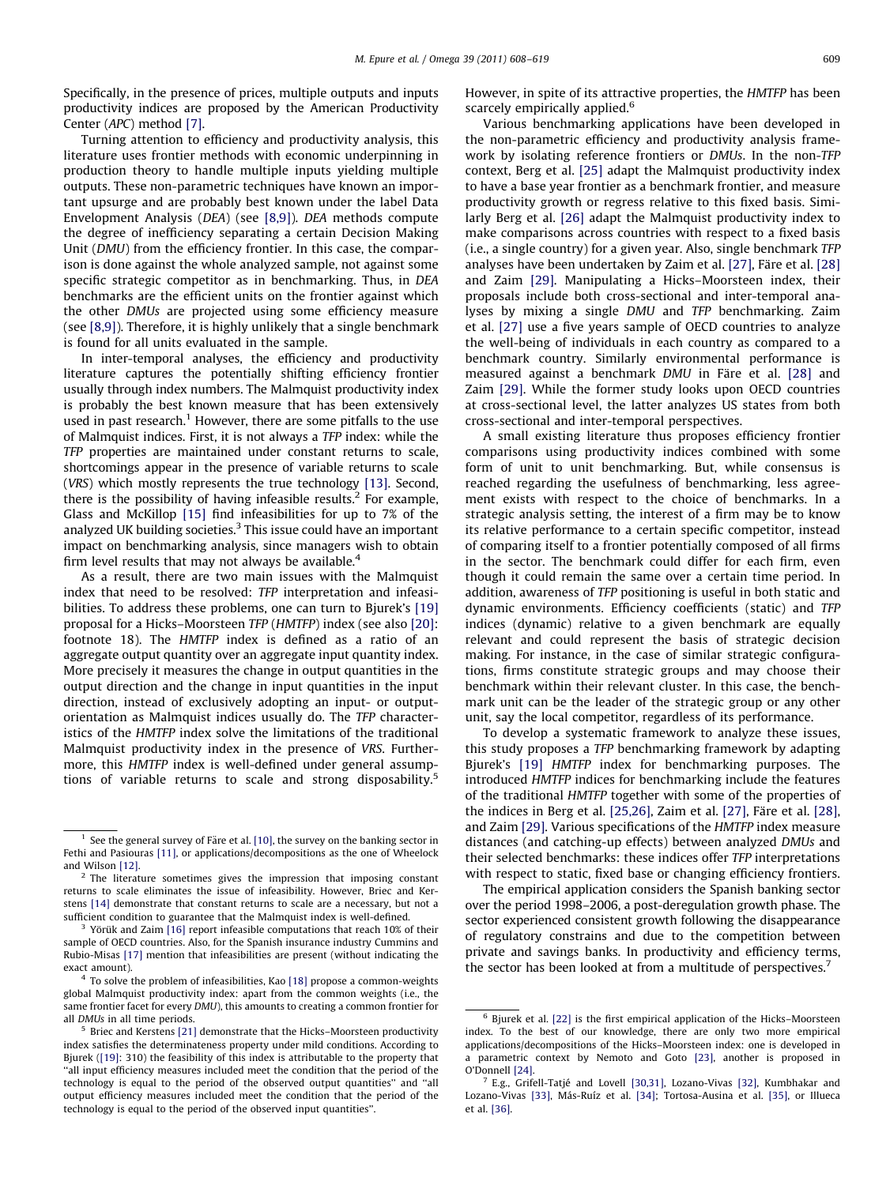Specifically, in the presence of prices, multiple outputs and inputs productivity indices are proposed by the American Productivity Center (*APC*) method [7].

Turning attention to efficiency and productivity analysis, this literature uses frontier methods with economic underpinning in production theory to handle multiple inputs yielding multiple outputs. These non-parametric techniques have known an important upsurge and are probably best known under the label Data Envelopment Analysis (*DEA*) (see [8,9]). *DEA* methods compute the degree of inefficiency separating a certain Decision Making Unit (*DMU*) from the efficiency frontier. In this case, the comparison is done against the whole analyzed sample, not against some specific strategic competitor as in benchmarking. Thus, in *DEA* benchmarks are the efficient units on the frontier against which the other *DMUs* are projected using some efficiency measure (see [8,9]). Therefore, it is highly unlikely that a single benchmark is found for all units evaluated in the sample.

In inter-temporal analyses, the efficiency and productivity literature captures the potentially shifting efficiency frontier usually through index numbers. The Malmquist productivity index is probably the best known measure that has been extensively used in past research.[1] However, there are some pitfalls to the use of Malmquist indices. First, it is not always a *TFP* index: while the *TFP* properties are maintained under constant returns to scale, shortcomings appear in the presence of variable returns to scale (*VRS*) which mostly represents the true technology [13]. Second, there is the possibility of having infeasible results.[2] For example, Glass and McKillop [15] find infeasibilities for up to 7% of the analyzed UK building societies.[3] This issue could have an important impact on benchmarking analysis, since managers wish to obtain firm level results that may not always be available.[4]

As a result, there are two main issues with the Malmquist index that need to be resolved: *TFP* interpretation and infeasibilities. To address these problems, one can turn to Bjurek's [19] proposal for a Hicks–Moorsteen *TFP* (*HMTFP*) index (see also [20]: footnote 18). The *HMTFP* index is defined as a ratio of an aggregate output quantity over an aggregate input quantity index. More precisely it measures the change in output quantities in the output direction and the change in input quantities in the input direction, instead of exclusively adopting an input- or output-orientation as Malmquist indices usually do. The *TFP* characteristics of the *HMTFP* index solve the limitations of the traditional Malmquist productivity index in the presence of *VRS*. Furthermore, this *HMTFP* index is well-defined under general assumptions of variable returns to scale and strong disposability.[5] However, in spite of its attractive properties, the *HMTFP* has been scarcely empirically applied.[6]

Various benchmarking applications have been developed in the non-parametric efficiency and productivity analysis framework by isolating reference frontiers or *DMUs*. In the non-*TFP* context, Berg et al. [25] adapt the Malmquist productivity index to have a base year frontier as a benchmark frontier, and measure productivity growth or regress relative to this fixed basis. Similarly Berg et al. [26] adapt the Malmquist productivity index to make comparisons across countries with respect to a fixed basis (i.e., a single country) for a given year. Also, single benchmark *TFP* analyses have been undertaken by Zaim et al. [27], Färe et al. [28] and Zaim [29]. Manipulating a Hicks–Moorsteen index, their proposals include both cross-sectional and inter-temporal analyses by mixing a single *DMU* and *TFP* benchmarking. Zaim et al. [27] use a five years sample of OECD countries to analyze the well-being of individuals in each country as compared to a benchmark country. Similarly environmental performance is measured against a benchmark *DMU* in Färe et al. [28] and Zaim [29]. While the former study looks upon OECD countries at cross-sectional level, the latter analyzes US states from both cross-sectional and inter-temporal perspectives.

A small existing literature thus proposes efficiency frontier comparisons using productivity indices combined with some form of unit to unit benchmarking. But, while consensus is reached regarding the usefulness of benchmarking, less agreement exists with respect to the choice of benchmarks. In a strategic analysis setting, the interest of a firm may be to know its relative performance to a certain specific competitor, instead of comparing itself to a frontier potentially composed of all firms in the sector. The benchmark could differ for each firm, even though it could remain the same over a certain time period. In addition, awareness of *TFP* positioning is useful in both static and dynamic environments. Efficiency coefficients (static) and *TFP* indices (dynamic) relative to a given benchmark are equally relevant and could represent the basis of strategic decision making. For instance, in the case of similar strategic configurations, firms constitute strategic groups and may choose their benchmark within their relevant cluster. In this case, the benchmark unit can be the leader of the strategic group or any other unit, say the local competitor, regardless of its performance.

To develop a systematic framework to analyze these issues, this study proposes a *TFP* benchmarking framework by adapting Bjurek's [19] *HMTFP* index for benchmarking purposes. The introduced *HMTFP* indices for benchmarking include the features of the traditional *HMTFP* together with some of the properties of the indices in Berg et al. [25,26], Zaim et al. [27], Färe et al. [28], and Zaim [29]. Various specifications of the *HMTFP* index measure distances (and catching-up effects) between analyzed *DMUs* and their selected benchmarks: these indices offer *TFP* interpretations with respect to static, fixed base or changing efficiency frontiers.

The empirical application considers the Spanish banking sector over the period 1998–2006, a post-deregulation growth phase. The sector experienced consistent growth following the disappearance of regulatory constrains and due to the competition between private and savings banks. In productivity and efficiency terms, the sector has been looked at from a multitude of perspectives.[7]

---

[1] See the general survey of Färe et al. [10], the survey on the banking sector in Fethi and Pasiouras [11], or applications/decompositions as the one of Wheelock and Wilson [12].

[2] The literature sometimes gives the impression that imposing constant returns to scale eliminates the issue of infeasibility. However, Briec and Kerstens [14] demonstrate that constant returns to scale are a necessary, but not a sufficient condition to guarantee that the Malmquist index is well-defined.

[3] Yörük and Zaim [16] report infeasible computations that reach 10% of their sample of OECD countries. Also, for the Spanish insurance industry Cummins and Rubio-Misas [17] mention that infeasibilities are present (without indicating the exact amount).

[4] To solve the problem of infeasibilities, Kao [18] propose a common-weights global Malmquist productivity index: apart from the common weights (i.e., the same frontier facet for every *DMU*), this amounts to creating a common frontier for all *DMUs* in all time periods.

[5] Briec and Kerstens [21] demonstrate that the Hicks–Moorsteen productivity index satisfies the determinateness property under mild conditions. According to Bjurek ([19]: 310) the feasibility of this index is attributable to the property that "all input efficiency measures included meet the condition that the period of the technology is equal to the period of the observed output quantities" and "all output efficiency measures included meet the condition that the period of the technology is equal to the period of the observed input quantities".

[6] Bjurek et al. [22] is the first empirical application of the Hicks–Moorsteen index. To the best of our knowledge, there are only two more empirical applications/decompositions of the Hicks–Moorsteen index: one is developed in a parametric context by Nemoto and Goto [23], another is proposed in O'Donnell [24].

[7] E.g., Grifell-Tatjé and Lovell [30,31], Lozano-Vivas [32], Kumbhakar and Lozano-Vivas [33], Más-Ruíz et al. [34]; Tortosa-Ausina et al. [35], or Illueca et al. [36].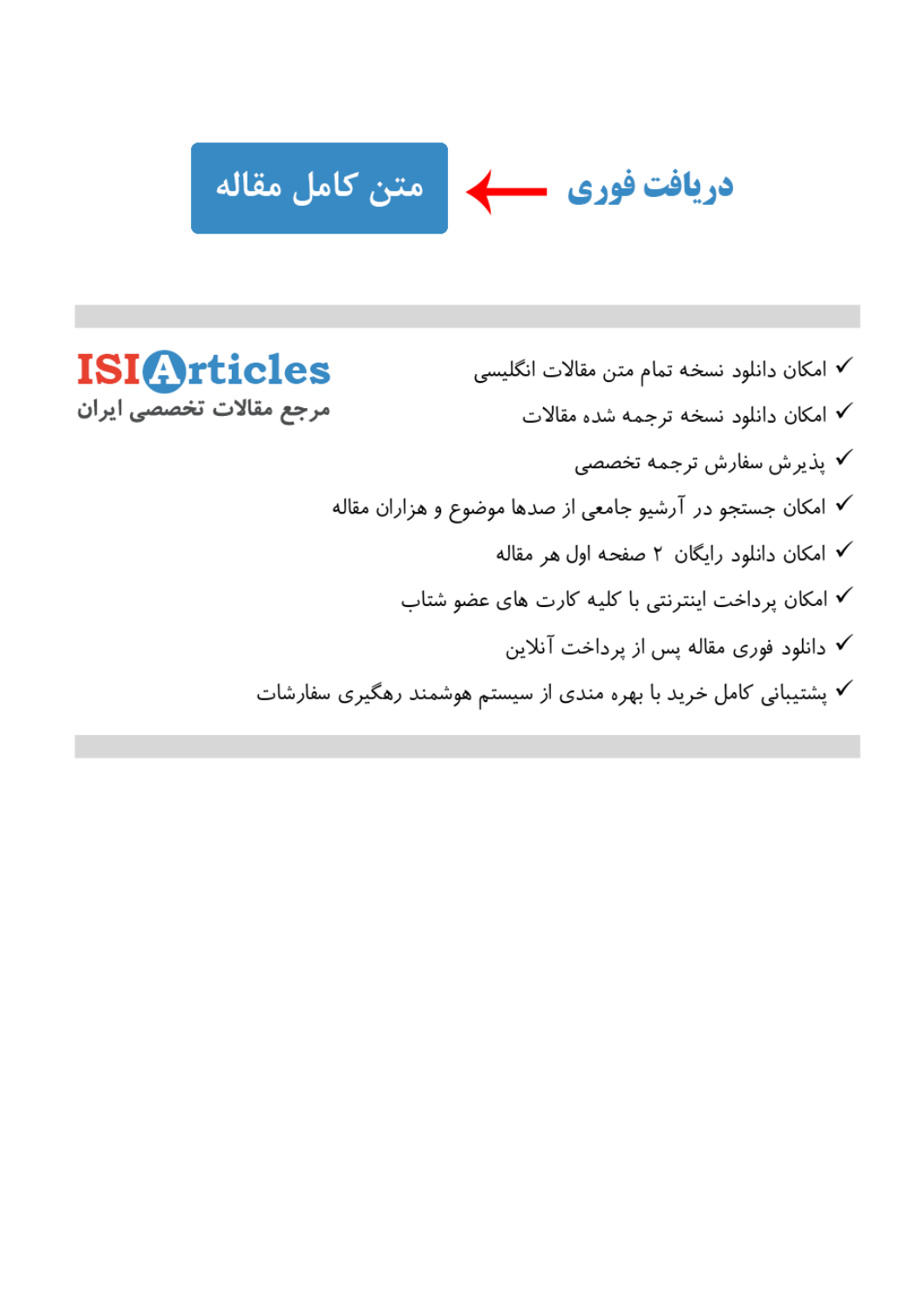دریافت فوری ← **متن کامل مقاله**

**ISIArticles**
مرجع مقالات تخصصی ایران

- ✓ امکان دانلود نسخه تمام متن مقالات انگلیسی
- ✓ امکان دانلود نسخه ترجمه شده مقالات
- ✓ پذیرش سفارش ترجمه تخصصی
- ✓ امکان جستجو در آرشیو جامعی از صدها موضوع و هزاران مقاله
- ✓ امکان دانلود رایگان ۲ صفحه اول هر مقاله
- ✓ امکان پرداخت اینترنتی با کلیه کارت های عضو شتاب
- ✓ دانلود فوری مقاله پس از پرداخت آنلاین
- ✓ پشتیبانی کامل خرید با بهره مندی از سیستم هوشمند رهگیری سفارشات